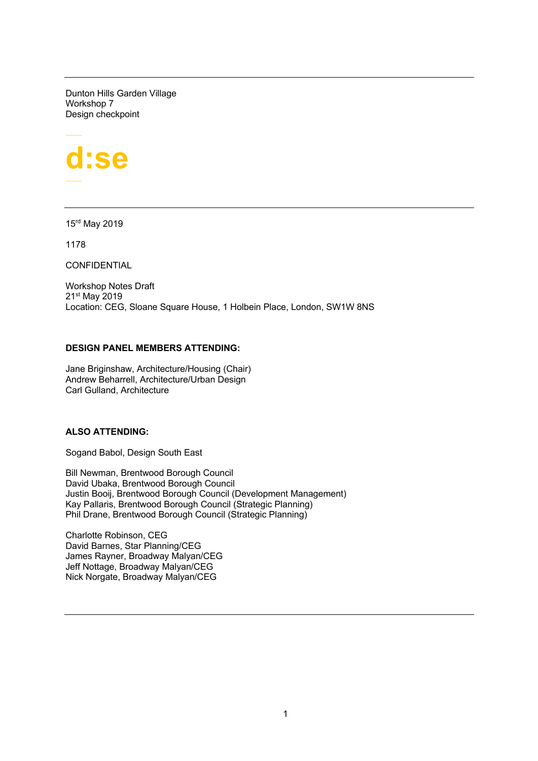Dunton Hills Garden Village
Workshop 7
Design checkpoint

d:se

---

15rd May 2019

1178

CONFIDENTIAL

Workshop Notes Draft
21st May 2019
Location: CEG, Sloane Square House, 1 Holbein Place, London, SW1W 8NS

**DESIGN PANEL MEMBERS ATTENDING:**

Jane Briginshaw, Architecture/Housing (Chair)
Andrew Beharrell, Architecture/Urban Design
Carl Gulland, Architecture

**ALSO ATTENDING:**

Sogand Babol, Design South East

Bill Newman, Brentwood Borough Council
David Ubaka, Brentwood Borough Council
Justin Booij, Brentwood Borough Council (Development Management)
Kay Pallaris, Brentwood Borough Council (Strategic Planning)
Phil Drane, Brentwood Borough Council (Strategic Planning)

Charlotte Robinson, CEG
David Barnes, Star Planning/CEG
James Rayner, Broadway Malyan/CEG
Jeff Nottage, Broadway Malyan/CEG
Nick Norgate, Broadway Malyan/CEG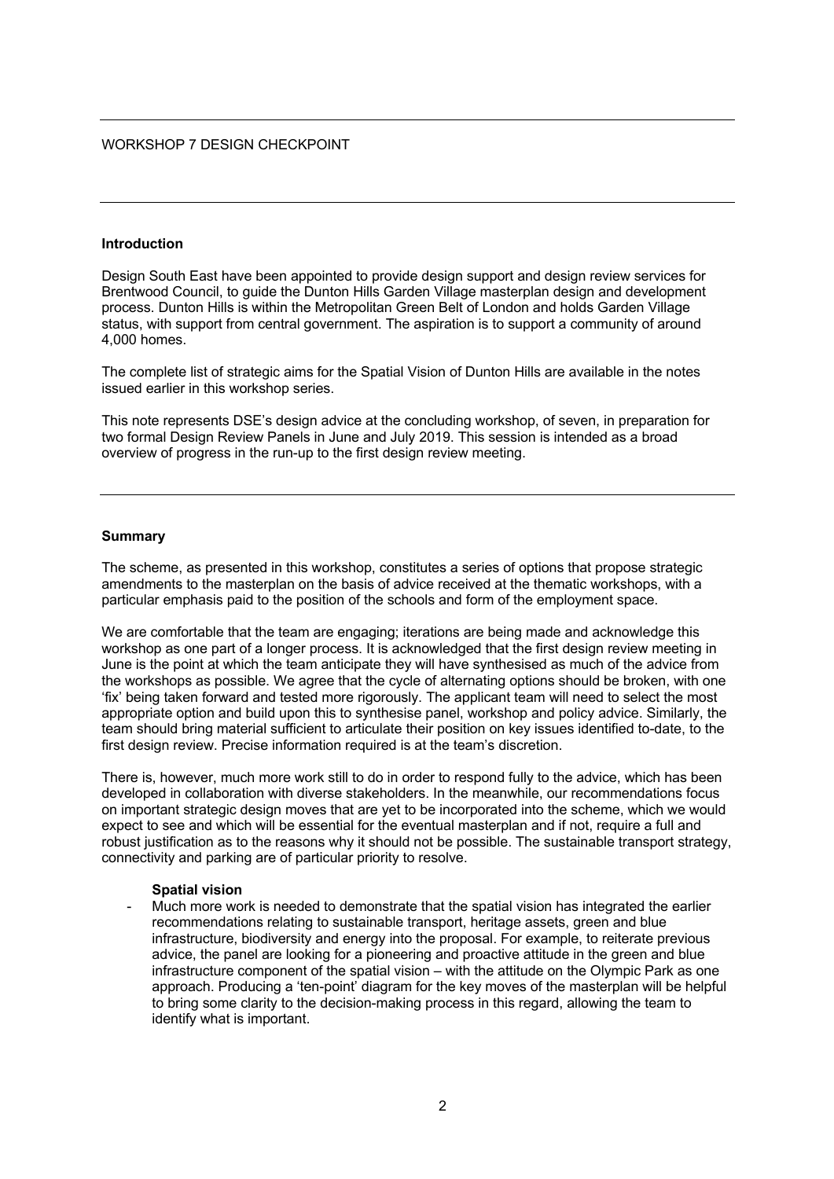WORKSHOP 7 DESIGN CHECKPOINT

**Introduction**

Design South East have been appointed to provide design support and design review services for Brentwood Council, to guide the Dunton Hills Garden Village masterplan design and development process. Dunton Hills is within the Metropolitan Green Belt of London and holds Garden Village status, with support from central government. The aspiration is to support a community of around 4,000 homes.

The complete list of strategic aims for the Spatial Vision of Dunton Hills are available in the notes issued earlier in this workshop series.

This note represents DSE's design advice at the concluding workshop, of seven, in preparation for two formal Design Review Panels in June and July 2019. This session is intended as a broad overview of progress in the run-up to the first design review meeting.

**Summary**

The scheme, as presented in this workshop, constitutes a series of options that propose strategic amendments to the masterplan on the basis of advice received at the thematic workshops, with a particular emphasis paid to the position of the schools and form of the employment space.

We are comfortable that the team are engaging; iterations are being made and acknowledge this workshop as one part of a longer process. It is acknowledged that the first design review meeting in June is the point at which the team anticipate they will have synthesised as much of the advice from the workshops as possible. We agree that the cycle of alternating options should be broken, with one 'fix' being taken forward and tested more rigorously. The applicant team will need to select the most appropriate option and build upon this to synthesise panel, workshop and policy advice. Similarly, the team should bring material sufficient to articulate their position on key issues identified to-date, to the first design review. Precise information required is at the team's discretion.

There is, however, much more work still to do in order to respond fully to the advice, which has been developed in collaboration with diverse stakeholders. In the meanwhile, our recommendations focus on important strategic design moves that are yet to be incorporated into the scheme, which we would expect to see and which will be essential for the eventual masterplan and if not, require a full and robust justification as to the reasons why it should not be possible. The sustainable transport strategy, connectivity and parking are of particular priority to resolve.

**Spatial vision**

- Much more work is needed to demonstrate that the spatial vision has integrated the earlier recommendations relating to sustainable transport, heritage assets, green and blue infrastructure, biodiversity and energy into the proposal. For example, to reiterate previous advice, the panel are looking for a pioneering and proactive attitude in the green and blue infrastructure component of the spatial vision – with the attitude on the Olympic Park as one approach. Producing a 'ten-point' diagram for the key moves of the masterplan will be helpful to bring some clarity to the decision-making process in this regard, allowing the team to identify what is important.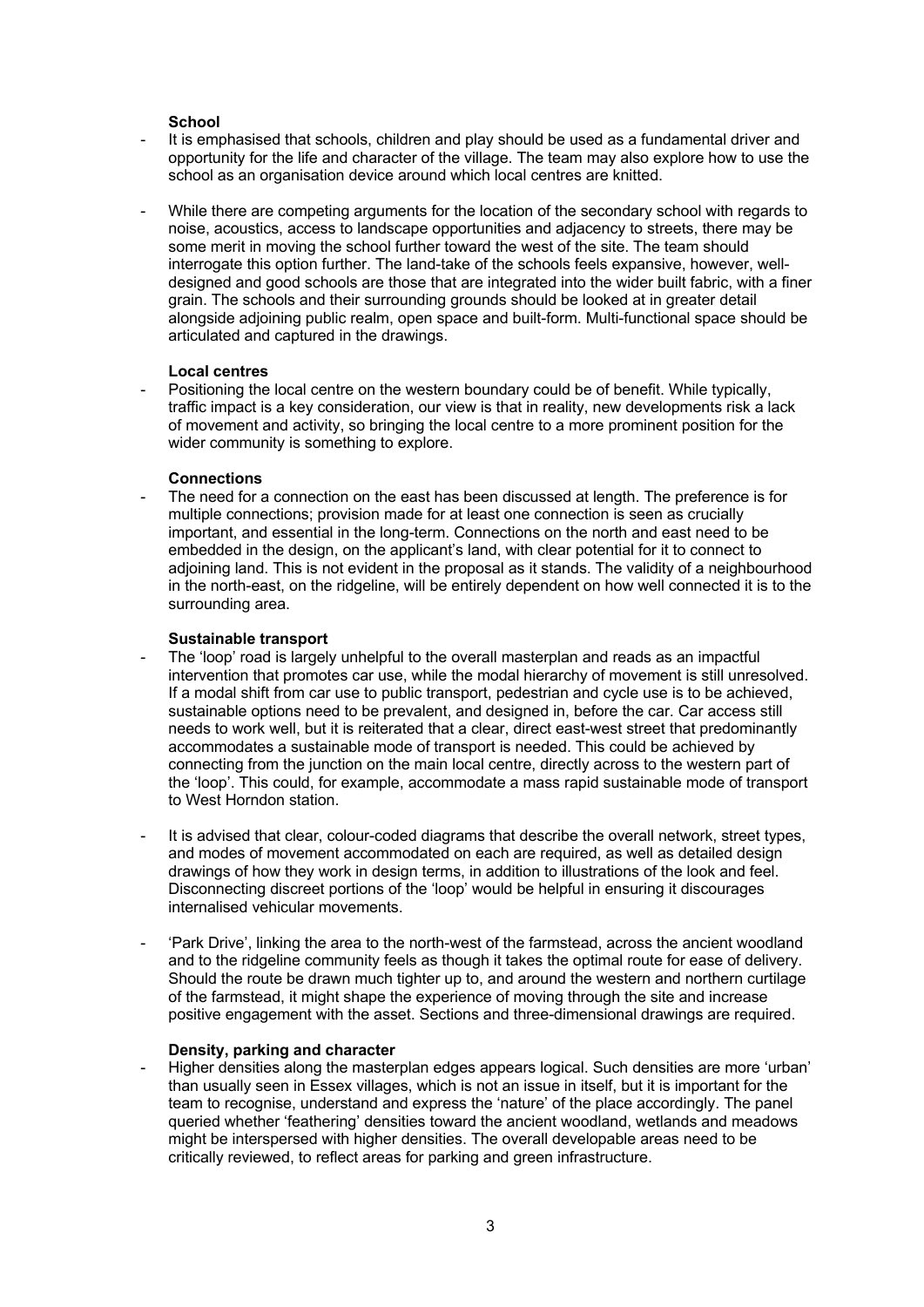**School**

- It is emphasised that schools, children and play should be used as a fundamental driver and opportunity for the life and character of the village. The team may also explore how to use the school as an organisation device around which local centres are knitted.

- While there are competing arguments for the location of the secondary school with regards to noise, acoustics, access to landscape opportunities and adjacency to streets, there may be some merit in moving the school further toward the west of the site. The team should interrogate this option further. The land-take of the schools feels expansive, however, well-designed and good schools are those that are integrated into the wider built fabric, with a finer grain. The schools and their surrounding grounds should be looked at in greater detail alongside adjoining public realm, open space and built-form. Multi-functional space should be articulated and captured in the drawings.

**Local centres**

- Positioning the local centre on the western boundary could be of benefit. While typically, traffic impact is a key consideration, our view is that in reality, new developments risk a lack of movement and activity, so bringing the local centre to a more prominent position for the wider community is something to explore.

**Connections**

- The need for a connection on the east has been discussed at length. The preference is for multiple connections; provision made for at least one connection is seen as crucially important, and essential in the long-term. Connections on the north and east need to be embedded in the design, on the applicant's land, with clear potential for it to connect to adjoining land. This is not evident in the proposal as it stands. The validity of a neighbourhood in the north-east, on the ridgeline, will be entirely dependent on how well connected it is to the surrounding area.

**Sustainable transport**

- The 'loop' road is largely unhelpful to the overall masterplan and reads as an impactful intervention that promotes car use, while the modal hierarchy of movement is still unresolved. If a modal shift from car use to public transport, pedestrian and cycle use is to be achieved, sustainable options need to be prevalent, and designed in, before the car. Car access still needs to work well, but it is reiterated that a clear, direct east-west street that predominantly accommodates a sustainable mode of transport is needed. This could be achieved by connecting from the junction on the main local centre, directly across to the western part of the 'loop'. This could, for example, accommodate a mass rapid sustainable mode of transport to West Horndon station.

- It is advised that clear, colour-coded diagrams that describe the overall network, street types, and modes of movement accommodated on each are required, as well as detailed design drawings of how they work in design terms, in addition to illustrations of the look and feel. Disconnecting discreet portions of the 'loop' would be helpful in ensuring it discourages internalised vehicular movements.

- 'Park Drive', linking the area to the north-west of the farmstead, across the ancient woodland and to the ridgeline community feels as though it takes the optimal route for ease of delivery. Should the route be drawn much tighter up to, and around the western and northern curtilage of the farmstead, it might shape the experience of moving through the site and increase positive engagement with the asset. Sections and three-dimensional drawings are required.

**Density, parking and character**

- Higher densities along the masterplan edges appears logical. Such densities are more 'urban' than usually seen in Essex villages, which is not an issue in itself, but it is important for the team to recognise, understand and express the 'nature' of the place accordingly. The panel queried whether 'feathering' densities toward the ancient woodland, wetlands and meadows might be interspersed with higher densities. The overall developable areas need to be critically reviewed, to reflect areas for parking and green infrastructure.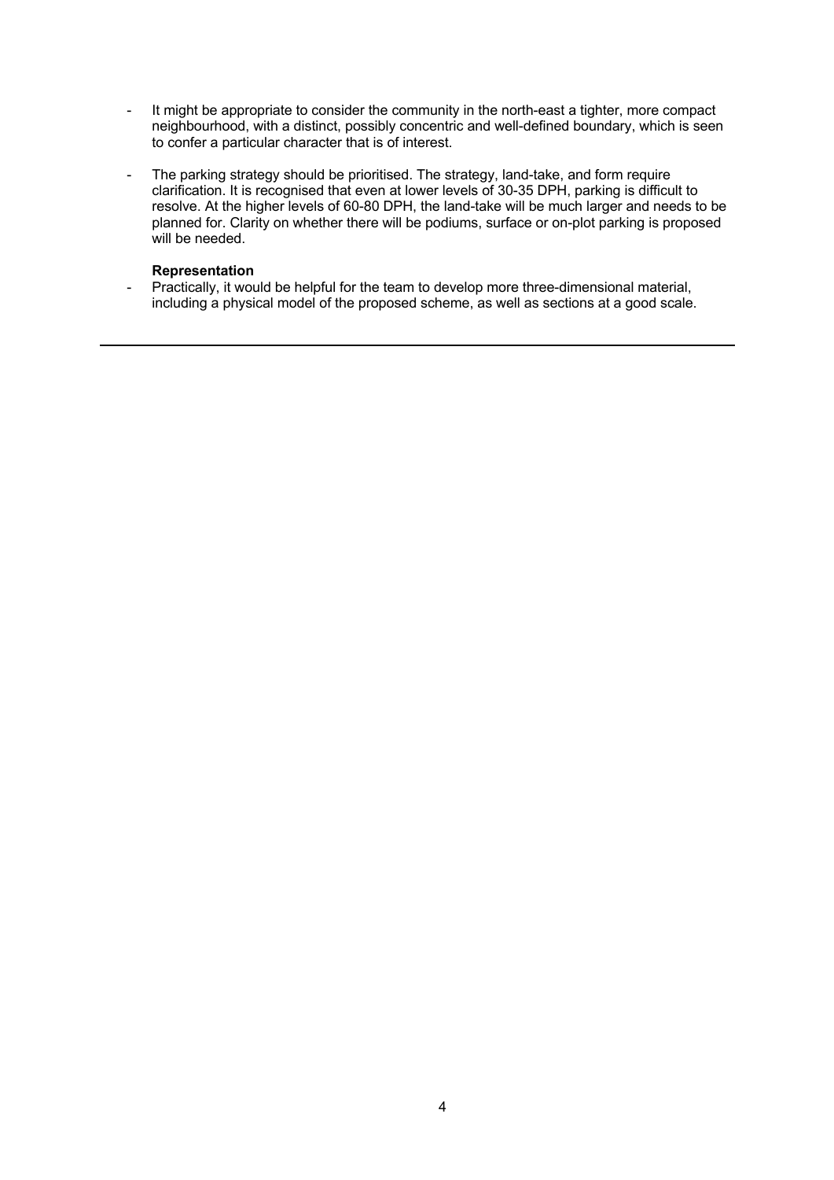- It might be appropriate to consider the community in the north-east a tighter, more compact neighbourhood, with a distinct, possibly concentric and well-defined boundary, which is seen to confer a particular character that is of interest.

- The parking strategy should be prioritised. The strategy, land-take, and form require clarification. It is recognised that even at lower levels of 30-35 DPH, parking is difficult to resolve. At the higher levels of 60-80 DPH, the land-take will be much larger and needs to be planned for. Clarity on whether there will be podiums, surface or on-plot parking is proposed will be needed.

**Representation**

- Practically, it would be helpful for the team to develop more three-dimensional material, including a physical model of the proposed scheme, as well as sections at a good scale.

---